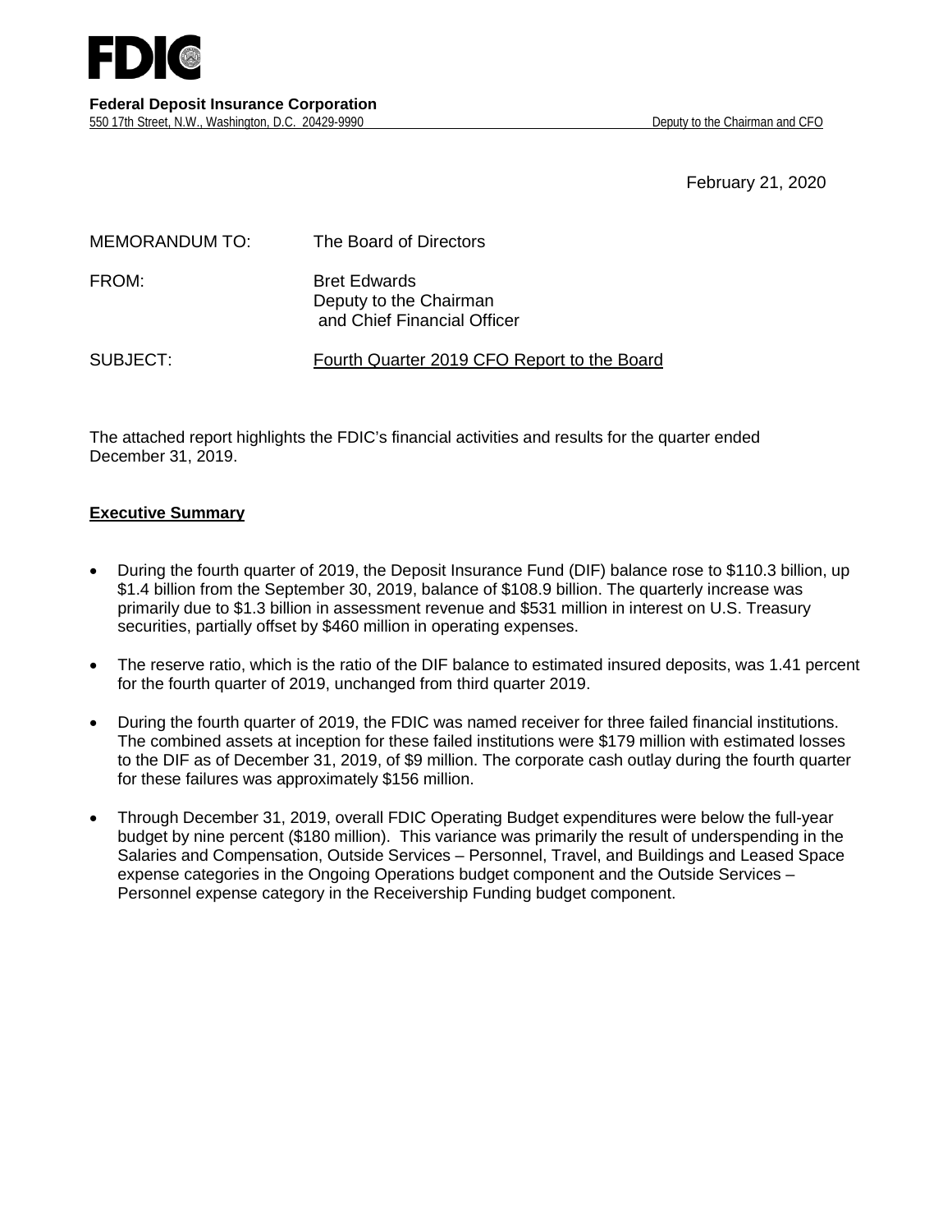**Federal Deposit Insurance Corporation**
550 17th Street, N.W., Washington, D.C. 20429-9990 Deputy to the Chairman and CFO

February 21, 2020

MEMORANDUM TO: The Board of Directors

FROM: Bret Edwards
Deputy to the Chairman
and Chief Financial Officer

SUBJECT: Fourth Quarter 2019 CFO Report to the Board

The attached report highlights the FDIC's financial activities and results for the quarter ended December 31, 2019.

## Executive Summary

- During the fourth quarter of 2019, the Deposit Insurance Fund (DIF) balance rose to $110.3 billion, up $1.4 billion from the September 30, 2019, balance of $108.9 billion. The quarterly increase was primarily due to $1.3 billion in assessment revenue and $531 million in interest on U.S. Treasury securities, partially offset by $460 million in operating expenses.
- The reserve ratio, which is the ratio of the DIF balance to estimated insured deposits, was 1.41 percent for the fourth quarter of 2019, unchanged from third quarter 2019.
- During the fourth quarter of 2019, the FDIC was named receiver for three failed financial institutions. The combined assets at inception for these failed institutions were $179 million with estimated losses to the DIF as of December 31, 2019, of $9 million. The corporate cash outlay during the fourth quarter for these failures was approximately $156 million.
- Through December 31, 2019, overall FDIC Operating Budget expenditures were below the full-year budget by nine percent ($180 million). This variance was primarily the result of underspending in the Salaries and Compensation, Outside Services – Personnel, Travel, and Buildings and Leased Space expense categories in the Ongoing Operations budget component and the Outside Services – Personnel expense category in the Receivership Funding budget component.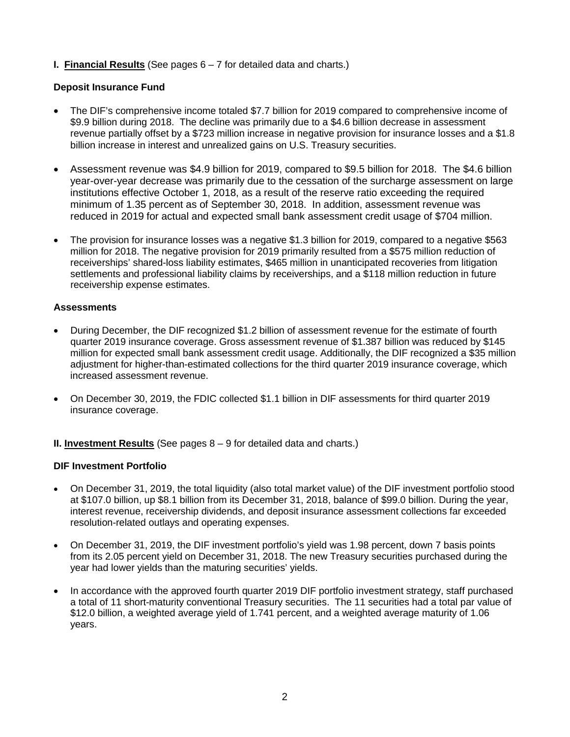**I. <u>Financial Results</u>** (See pages 6 – 7 for detailed data and charts.)

**Deposit Insurance Fund**

- The DIF's comprehensive income totaled $7.7 billion for 2019 compared to comprehensive income of $9.9 billion during 2018. The decline was primarily due to a $4.6 billion decrease in assessment revenue partially offset by a $723 million increase in negative provision for insurance losses and a $1.8 billion increase in interest and unrealized gains on U.S. Treasury securities.
- Assessment revenue was $4.9 billion for 2019, compared to $9.5 billion for 2018. The $4.6 billion year-over-year decrease was primarily due to the cessation of the surcharge assessment on large institutions effective October 1, 2018, as a result of the reserve ratio exceeding the required minimum of 1.35 percent as of September 30, 2018. In addition, assessment revenue was reduced in 2019 for actual and expected small bank assessment credit usage of $704 million.
- The provision for insurance losses was a negative $1.3 billion for 2019, compared to a negative $563 million for 2018. The negative provision for 2019 primarily resulted from a $575 million reduction of receiverships' shared-loss liability estimates, $465 million in unanticipated recoveries from litigation settlements and professional liability claims by receiverships, and a $118 million reduction in future receivership expense estimates.

**Assessments**

- During December, the DIF recognized $1.2 billion of assessment revenue for the estimate of fourth quarter 2019 insurance coverage. Gross assessment revenue of $1.387 billion was reduced by $145 million for expected small bank assessment credit usage. Additionally, the DIF recognized a $35 million adjustment for higher-than-estimated collections for the third quarter 2019 insurance coverage, which increased assessment revenue.
- On December 30, 2019, the FDIC collected $1.1 billion in DIF assessments for third quarter 2019 insurance coverage.

**II. <u>Investment Results</u>** (See pages 8 – 9 for detailed data and charts.)

**DIF Investment Portfolio**

- On December 31, 2019, the total liquidity (also total market value) of the DIF investment portfolio stood at $107.0 billion, up $8.1 billion from its December 31, 2018, balance of $99.0 billion. During the year, interest revenue, receivership dividends, and deposit insurance assessment collections far exceeded resolution-related outlays and operating expenses.
- On December 31, 2019, the DIF investment portfolio's yield was 1.98 percent, down 7 basis points from its 2.05 percent yield on December 31, 2018. The new Treasury securities purchased during the year had lower yields than the maturing securities' yields.
- In accordance with the approved fourth quarter 2019 DIF portfolio investment strategy, staff purchased a total of 11 short-maturity conventional Treasury securities. The 11 securities had a total par value of $12.0 billion, a weighted average yield of 1.741 percent, and a weighted average maturity of 1.06 years.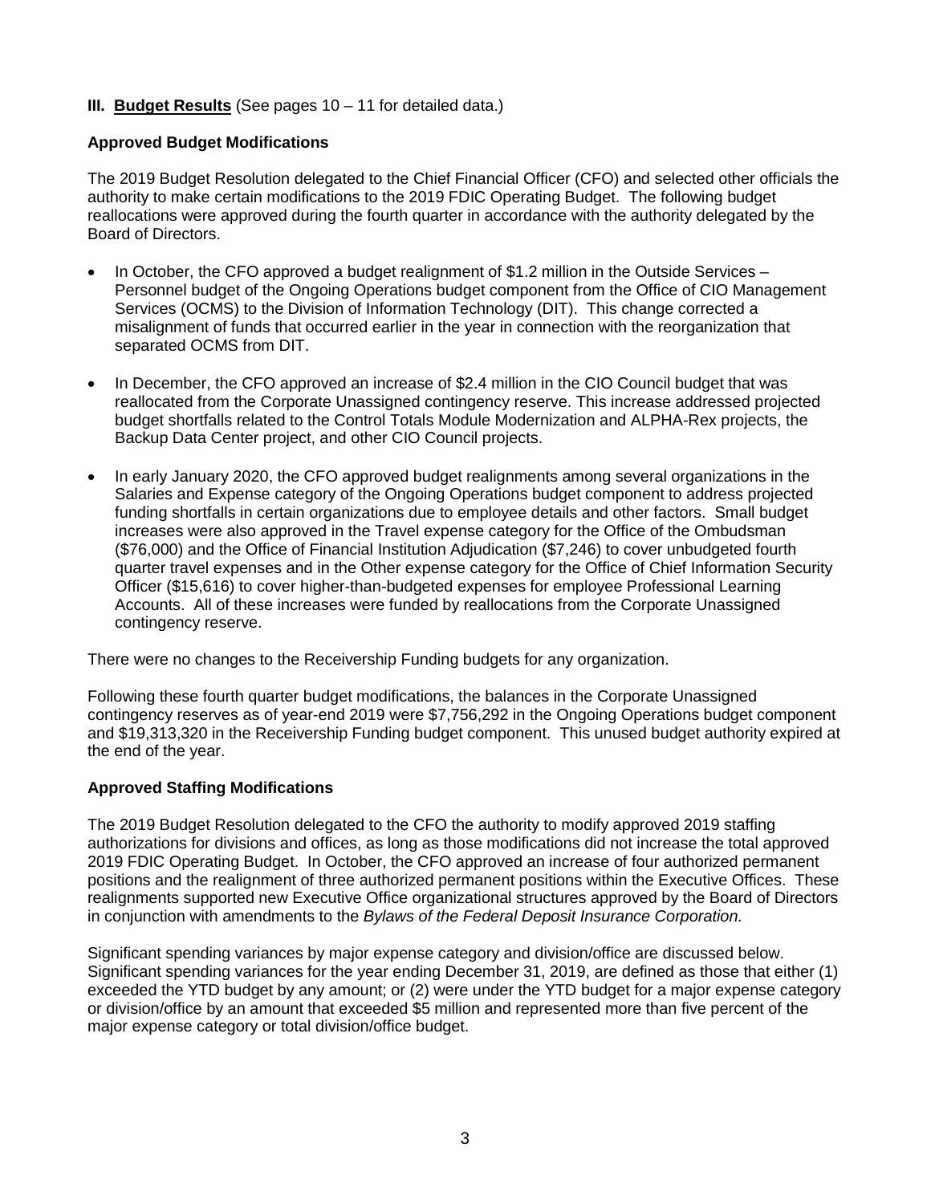## III. **Budget Results** (See pages 10 – 11 for detailed data.)

### Approved Budget Modifications

The 2019 Budget Resolution delegated to the Chief Financial Officer (CFO) and selected other officials the authority to make certain modifications to the 2019 FDIC Operating Budget. The following budget reallocations were approved during the fourth quarter in accordance with the authority delegated by the Board of Directors.

- In October, the CFO approved a budget realignment of $1.2 million in the Outside Services – Personnel budget of the Ongoing Operations budget component from the Office of CIO Management Services (OCMS) to the Division of Information Technology (DIT). This change corrected a misalignment of funds that occurred earlier in the year in connection with the reorganization that separated OCMS from DIT.
- In December, the CFO approved an increase of $2.4 million in the CIO Council budget that was reallocated from the Corporate Unassigned contingency reserve. This increase addressed projected budget shortfalls related to the Control Totals Module Modernization and ALPHA-Rex projects, the Backup Data Center project, and other CIO Council projects.
- In early January 2020, the CFO approved budget realignments among several organizations in the Salaries and Expense category of the Ongoing Operations budget component to address projected funding shortfalls in certain organizations due to employee details and other factors. Small budget increases were also approved in the Travel expense category for the Office of the Ombudsman ($76,000) and the Office of Financial Institution Adjudication ($7,246) to cover unbudgeted fourth quarter travel expenses and in the Other expense category for the Office of Chief Information Security Officer ($15,616) to cover higher-than-budgeted expenses for employee Professional Learning Accounts. All of these increases were funded by reallocations from the Corporate Unassigned contingency reserve.

There were no changes to the Receivership Funding budgets for any organization.

Following these fourth quarter budget modifications, the balances in the Corporate Unassigned contingency reserves as of year-end 2019 were $7,756,292 in the Ongoing Operations budget component and $19,313,320 in the Receivership Funding budget component. This unused budget authority expired at the end of the year.

### Approved Staffing Modifications

The 2019 Budget Resolution delegated to the CFO the authority to modify approved 2019 staffing authorizations for divisions and offices, as long as those modifications did not increase the total approved 2019 FDIC Operating Budget. In October, the CFO approved an increase of four authorized permanent positions and the realignment of three authorized permanent positions within the Executive Offices. These realignments supported new Executive Office organizational structures approved by the Board of Directors in conjunction with amendments to the *Bylaws of the Federal Deposit Insurance Corporation.*

Significant spending variances by major expense category and division/office are discussed below. Significant spending variances for the year ending December 31, 2019, are defined as those that either (1) exceeded the YTD budget by any amount; or (2) were under the YTD budget for a major expense category or division/office by an amount that exceeded $5 million and represented more than five percent of the major expense category or total division/office budget.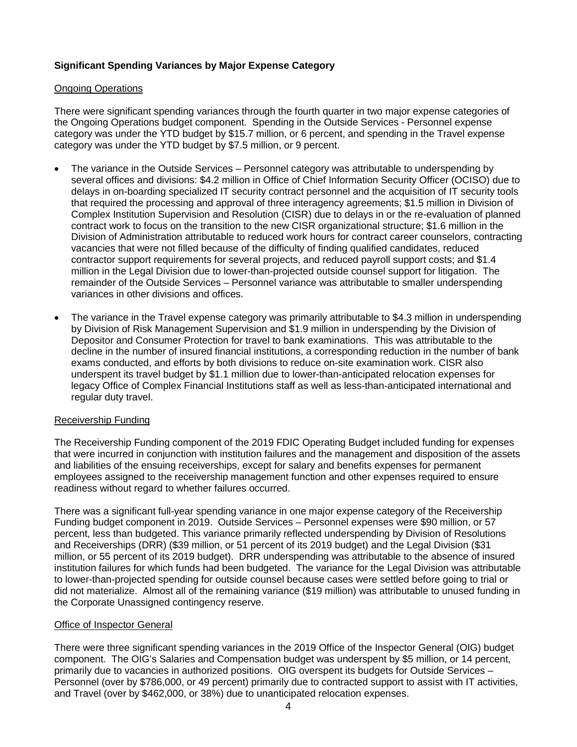**Significant Spending Variances by Major Expense Category**

Ongoing Operations

There were significant spending variances through the fourth quarter in two major expense categories of the Ongoing Operations budget component. Spending in the Outside Services - Personnel expense category was under the YTD budget by $15.7 million, or 6 percent, and spending in the Travel expense category was under the YTD budget by $7.5 million, or 9 percent.

- The variance in the Outside Services – Personnel category was attributable to underspending by several offices and divisions: $4.2 million in Office of Chief Information Security Officer (OCISO) due to delays in on-boarding specialized IT security contract personnel and the acquisition of IT security tools that required the processing and approval of three interagency agreements; $1.5 million in Division of Complex Institution Supervision and Resolution (CISR) due to delays in or the re-evaluation of planned contract work to focus on the transition to the new CISR organizational structure; $1.6 million in the Division of Administration attributable to reduced work hours for contract career counselors, contracting vacancies that were not filled because of the difficulty of finding qualified candidates, reduced contractor support requirements for several projects, and reduced payroll support costs; and $1.4 million in the Legal Division due to lower-than-projected outside counsel support for litigation. The remainder of the Outside Services – Personnel variance was attributable to smaller underspending variances in other divisions and offices.
- The variance in the Travel expense category was primarily attributable to $4.3 million in underspending by Division of Risk Management Supervision and $1.9 million in underspending by the Division of Depositor and Consumer Protection for travel to bank examinations. This was attributable to the decline in the number of insured financial institutions, a corresponding reduction in the number of bank exams conducted, and efforts by both divisions to reduce on-site examination work. CISR also underspent its travel budget by $1.1 million due to lower-than-anticipated relocation expenses for legacy Office of Complex Financial Institutions staff as well as less-than-anticipated international and regular duty travel.

Receivership Funding

The Receivership Funding component of the 2019 FDIC Operating Budget included funding for expenses that were incurred in conjunction with institution failures and the management and disposition of the assets and liabilities of the ensuing receiverships, except for salary and benefits expenses for permanent employees assigned to the receivership management function and other expenses required to ensure readiness without regard to whether failures occurred.

There was a significant full-year spending variance in one major expense category of the Receivership Funding budget component in 2019. Outside Services – Personnel expenses were $90 million, or 57 percent, less than budgeted. This variance primarily reflected underspending by Division of Resolutions and Receiverships (DRR) ($39 million, or 51 percent of its 2019 budget) and the Legal Division ($31 million, or 55 percent of its 2019 budget). DRR underspending was attributable to the absence of insured institution failures for which funds had been budgeted. The variance for the Legal Division was attributable to lower-than-projected spending for outside counsel because cases were settled before going to trial or did not materialize. Almost all of the remaining variance ($19 million) was attributable to unused funding in the Corporate Unassigned contingency reserve.

Office of Inspector General

There were three significant spending variances in the 2019 Office of the Inspector General (OIG) budget component. The OIG's Salaries and Compensation budget was underspent by $5 million, or 14 percent, primarily due to vacancies in authorized positions. OIG overspent its budgets for Outside Services – Personnel (over by $786,000, or 49 percent) primarily due to contracted support to assist with IT activities, and Travel (over by $462,000, or 38%) due to unanticipated relocation expenses.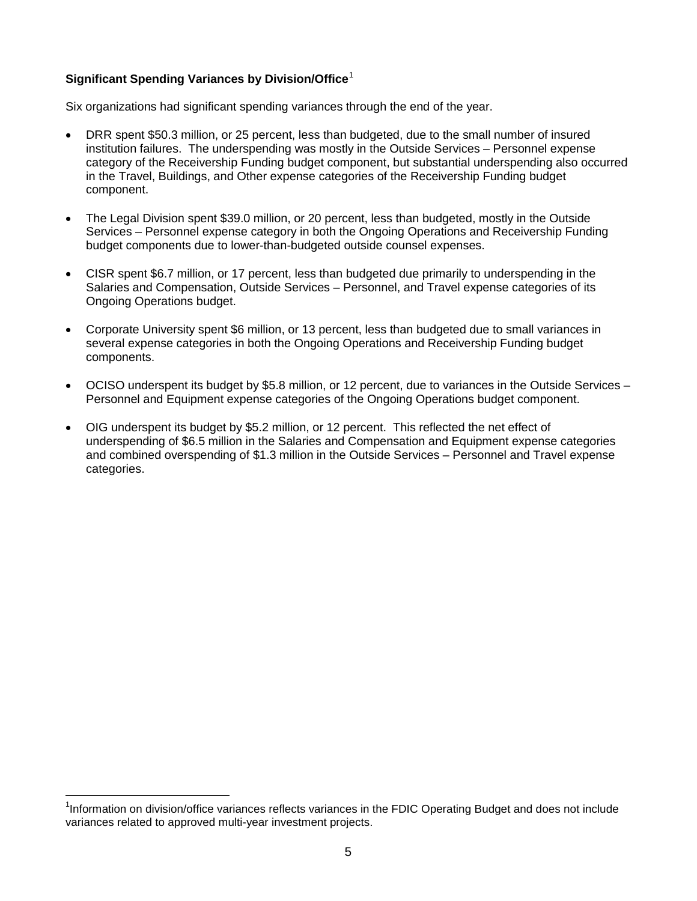**Significant Spending Variances by Division/Office**[1]

Six organizations had significant spending variances through the end of the year.

- DRR spent $50.3 million, or 25 percent, less than budgeted, due to the small number of insured institution failures. The underspending was mostly in the Outside Services – Personnel expense category of the Receivership Funding budget component, but substantial underspending also occurred in the Travel, Buildings, and Other expense categories of the Receivership Funding budget component.
- The Legal Division spent $39.0 million, or 20 percent, less than budgeted, mostly in the Outside Services – Personnel expense category in both the Ongoing Operations and Receivership Funding budget components due to lower-than-budgeted outside counsel expenses.
- CISR spent $6.7 million, or 17 percent, less than budgeted due primarily to underspending in the Salaries and Compensation, Outside Services – Personnel, and Travel expense categories of its Ongoing Operations budget.
- Corporate University spent $6 million, or 13 percent, less than budgeted due to small variances in several expense categories in both the Ongoing Operations and Receivership Funding budget components.
- OCISO underspent its budget by $5.8 million, or 12 percent, due to variances in the Outside Services – Personnel and Equipment expense categories of the Ongoing Operations budget component.
- OIG underspent its budget by $5.2 million, or 12 percent. This reflected the net effect of underspending of $6.5 million in the Salaries and Compensation and Equipment expense categories and combined overspending of $1.3 million in the Outside Services – Personnel and Travel expense categories.

[1]Information on division/office variances reflects variances in the FDIC Operating Budget and does not include variances related to approved multi-year investment projects.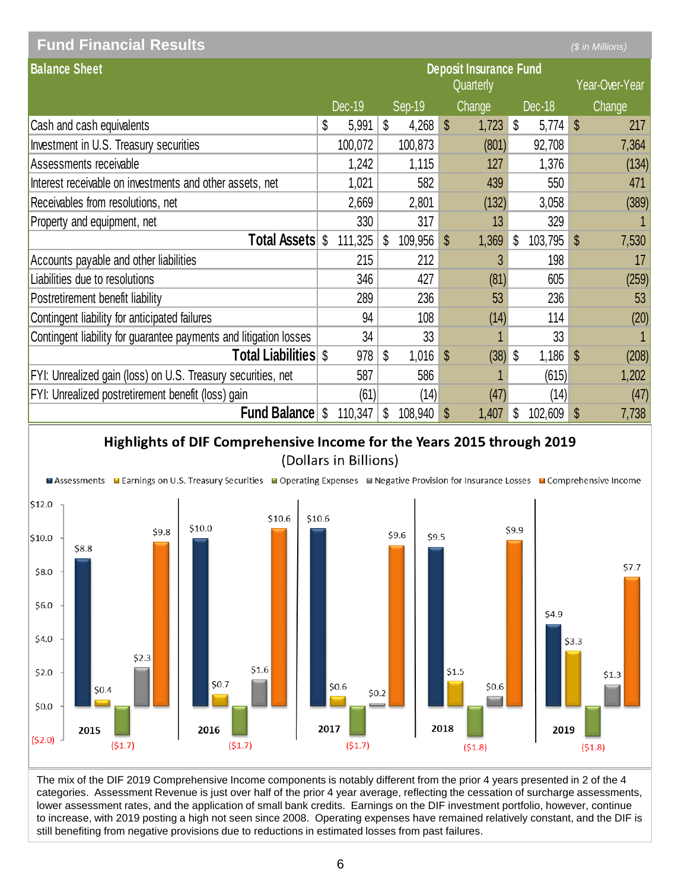## Fund Financial Results

*($ in Millions)*

| Balance Sheet | Deposit Insurance Fund | | | | |
|---|---|---|---|---|---|
| | | | Quarterly | | Year-Over-Year |
| | Dec-19 | Sep-19 | Change | Dec-18 | Change |
| Cash and cash equivalents | $ 5,991 | $ 4,268 | $ 1,723 | $ 5,774 | $ 217 |
| Investment in U.S. Treasury securities | 100,072 | 100,873 | (801) | 92,708 | 7,364 |
| Assessments receivable | 1,242 | 1,115 | 127 | 1,376 | (134) |
| Interest receivable on investments and other assets, net | 1,021 | 582 | 439 | 550 | 471 |
| Receivables from resolutions, net | 2,669 | 2,801 | (132) | 3,058 | (389) |
| Property and equipment, net | 330 | 317 | 13 | 329 | 1 |
| **Total Assets** | $ 111,325 | $ 109,956 | $ 1,369 | $ 103,795 | $ 7,530 |
| Accounts payable and other liabilities | 215 | 212 | 3 | 198 | 17 |
| Liabilities due to resolutions | 346 | 427 | (81) | 605 | (259) |
| Postretirement benefit liability | 289 | 236 | 53 | 236 | 53 |
| Contingent liability for anticipated failures | 94 | 108 | (14) | 114 | (20) |
| Contingent liability for guarantee payments and litigation losses | 34 | 33 | 1 | 33 | 1 |
| **Total Liabilities** | $ 978 | $ 1,016 | $ (38) | $ 1,186 | $ (208) |
| FYI: Unrealized gain (loss) on U.S. Treasury securities, net | 587 | 586 | 1 | (615) | 1,202 |
| FYI: Unrealized postretirement benefit (loss) gain | (61) | (14) | (47) | (14) | (47) |
| **Fund Balance** | $ 110,347 | $ 108,940 | $ 1,407 | $ 102,609 | $ 7,738 |

### Highlights of DIF Comprehensive Income for the Years 2015 through 2019
(Dollars in Billions)

| Year | Assessments | Earnings on U.S. Treasury Securities | Operating Expenses | Negative Provision for Insurance Losses | Comprehensive Income |
|---|---|---|---|---|---|
| 2015 | $8.8 | $0.4 | ($1.7) | $2.3 | $9.8 |
| 2016 | $10.0 | $0.7 | ($1.7) | $1.6 | $10.6 |
| 2017 | $10.6 | $0.6 | ($1.7) | $0.2 | $9.6 |
| 2018 | $9.5 | $1.5 | ($1.8) | $0.6 | $9.9 |
| 2019 | $4.9 | $3.3 | ($1.8) | $1.3 | $7.7 |

The mix of the DIF 2019 Comprehensive Income components is notably different from the prior 4 years presented in 2 of the 4 categories. Assessment Revenue is just over half of the prior 4 year average, reflecting the cessation of surcharge assessments, lower assessment rates, and the application of small bank credits. Earnings on the DIF investment portfolio, however, continue to increase, with 2019 posting a high not seen since 2008. Operating expenses have remained relatively constant, and the DIF is still benefiting from negative provisions due to reductions in estimated losses from past failures.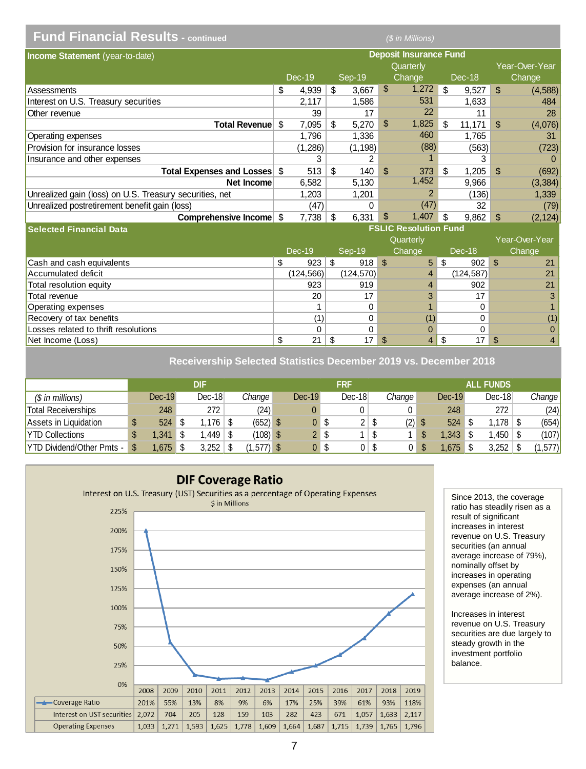## Fund Financial Results - continued

($ in Millions)

| Income Statement (year-to-date) | Deposit Insurance Fund | | | | |
|---|---|---|---|---|---|
| | Dec-19 | Sep-19 | Quarterly Change | Dec-18 | Year-Over-Year Change |
| Assessments | $ 4,939 | $ 3,667 | $ 1,272 | $ 9,527 | $ (4,588) |
| Interest on U.S. Treasury securities | 2,117 | 1,586 | 531 | 1,633 | 484 |
| Other revenue | 39 | 17 | 22 | 11 | 28 |
| **Total Revenue** | $ 7,095 | $ 5,270 | $ 1,825 | $ 11,171 | $ (4,076) |
| Operating expenses | 1,796 | 1,336 | 460 | 1,765 | 31 |
| Provision for insurance losses | (1,286) | (1,198) | (88) | (563) | (723) |
| Insurance and other expenses | 3 | 2 | 1 | 3 | 0 |
| **Total Expenses and Losses** | $ 513 | $ 140 | $ 373 | $ 1,205 | $ (692) |
| **Net Income** | 6,582 | 5,130 | 1,452 | 9,966 | (3,384) |
| Unrealized gain (loss) on U.S. Treasury securities, net | 1,203 | 1,201 | 2 | (136) | 1,339 |
| Unrealized postretirement benefit gain (loss) | (47) | 0 | (47) | 32 | (79) |
| **Comprehensive Income** | $ 7,738 | $ 6,331 | $ 1,407 | $ 9,862 | $ (2,124) |

| Selected Financial Data | FSLIC Resolution Fund | | | | |
|---|---|---|---|---|---|
| | Dec-19 | Sep-19 | Quarterly Change | Dec-18 | Year-Over-Year Change |
| Cash and cash equivalents | $ 923 | $ 918 | $ 5 | $ 902 | $ 21 |
| Accumulated deficit | (124,566) | (124,570) | 4 | (124,587) | 21 |
| Total resolution equity | 923 | 919 | 4 | 902 | 21 |
| Total revenue | 20 | 17 | 3 | 17 | 3 |
| Operating expenses | 1 | 0 | 1 | 0 | 1 |
| Recovery of tax benefits | (1) | 0 | (1) | 0 | (1) |
| Losses related to thrift resolutions | 0 | 0 | 0 | 0 | 0 |
| Net Income (Loss) | $ 21 | $ 17 | $ 4 | $ 17 | $ 4 |

### Receivership Selected Statistics December 2019 vs. December 2018

| | DIF | | | FRF | | | ALL FUNDS | | |
|---|---|---|---|---|---|---|---|---|---|
| *($ in millions)* | Dec-19 | Dec-18 | *Change* | Dec-19 | Dec-18 | *Change* | Dec-19 | Dec-18 | *Change* |
| Total Receiverships | 248 | 272 | (24) | 0 | 0 | 0 | 248 | 272 | (24) |
| Assets in Liquidation | $ 524 | $ 1,176 | $ (652) | $ 0 | $ 2 | $ (2) | $ 524 | $ 1,178 | $ (654) |
| YTD Collections | $ 1,341 | $ 1,449 | $ (108) | $ 2 | $ 1 | $ 1 | $ 1,343 | $ 1,450 | $ (107) |
| YTD Dividend/Other Pmts - | $ 1,675 | $ 3,252 | $ (1,577) | $ 0 | $ 0 | $ 0 | $ 1,675 | $ 3,252 | $ (1,577) |

### DIF Coverage Ratio

Interest on U.S. Treasury (UST) Securities as a percentage of Operating Expenses

$ in Millions

| | 2008 | 2009 | 2010 | 2011 | 2012 | 2013 | 2014 | 2015 | 2016 | 2017 | 2018 | 2019 |
|---|---|---|---|---|---|---|---|---|---|---|---|---|
| Coverage Ratio | 201% | 55% | 13% | 8% | 9% | 6% | 17% | 25% | 39% | 61% | 93% | 118% |
| Interest on UST securities | 2,072 | 704 | 205 | 128 | 159 | 103 | 282 | 423 | 671 | 1,057 | 1,633 | 2,117 |
| Operating Expenses | 1,033 | 1,271 | 1,593 | 1,625 | 1,778 | 1,609 | 1,664 | 1,687 | 1,715 | 1,739 | 1,765 | 1,796 |

Since 2013, the coverage ratio has steadily risen as a result of significant increases in interest revenue on U.S. Treasury securities (an annual average increase of 79%), nominally offset by increases in operating expenses (an annual average increase of 2%).

Increases in interest revenue on U.S. Treasury securities are due largely to steady growth in the investment portfolio balance.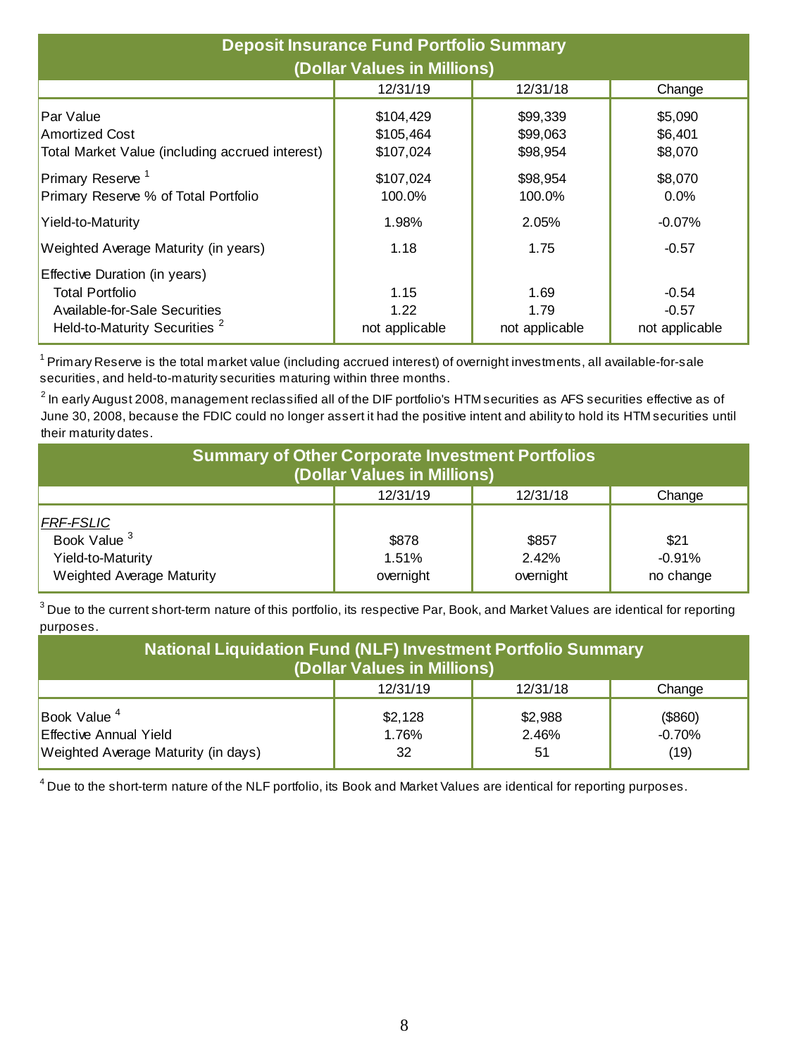## Deposit Insurance Fund Portfolio Summary (Dollar Values in Millions)

| | 12/31/19 | 12/31/18 | Change |
|---|---|---|---|
| Par Value | $104,429 | $99,339 | $5,090 |
| Amortized Cost | $105,464 | $99,063 | $6,401 |
| Total Market Value (including accrued interest) | $107,024 | $98,954 | $8,070 |
| Primary Reserve [1] | $107,024 | $98,954 | $8,070 |
| Primary Reserve % of Total Portfolio | 100.0% | 100.0% | 0.0% |
| Yield-to-Maturity | 1.98% | 2.05% | -0.07% |
| Weighted Average Maturity (in years) | 1.18 | 1.75 | -0.57 |
| Effective Duration (in years) | | | |
| Total Portfolio | 1.15 | 1.69 | -0.54 |
| Available-for-Sale Securities | 1.22 | 1.79 | -0.57 |
| Held-to-Maturity Securities [2] | not applicable | not applicable | not applicable |

[1] Primary Reserve is the total market value (including accrued interest) of overnight investments, all available-for-sale securities, and held-to-maturity securities maturing within three months.

[2] In early August 2008, management reclassified all of the DIF portfolio's HTM securities as AFS securities effective as of June 30, 2008, because the FDIC could no longer assert it had the positive intent and ability to hold its HTM securities until their maturity dates.

## Summary of Other Corporate Investment Portfolios (Dollar Values in Millions)

| | 12/31/19 | 12/31/18 | Change |
|---|---|---|---|
| *FRF-FSLIC* | | | |
| Book Value [3] | $878 | $857 | $21 |
| Yield-to-Maturity | 1.51% | 2.42% | -0.91% |
| Weighted Average Maturity | overnight | overnight | no change |

[3] Due to the current short-term nature of this portfolio, its respective Par, Book, and Market Values are identical for reporting purposes.

## National Liquidation Fund (NLF) Investment Portfolio Summary (Dollar Values in Millions)

| | 12/31/19 | 12/31/18 | Change |
|---|---|---|---|
| Book Value [4] | $2,128 | $2,988 | ($860) |
| Effective Annual Yield | 1.76% | 2.46% | -0.70% |
| Weighted Average Maturity (in days) | 32 | 51 | (19) |

[4] Due to the short-term nature of the NLF portfolio, its Book and Market Values are identical for reporting purposes.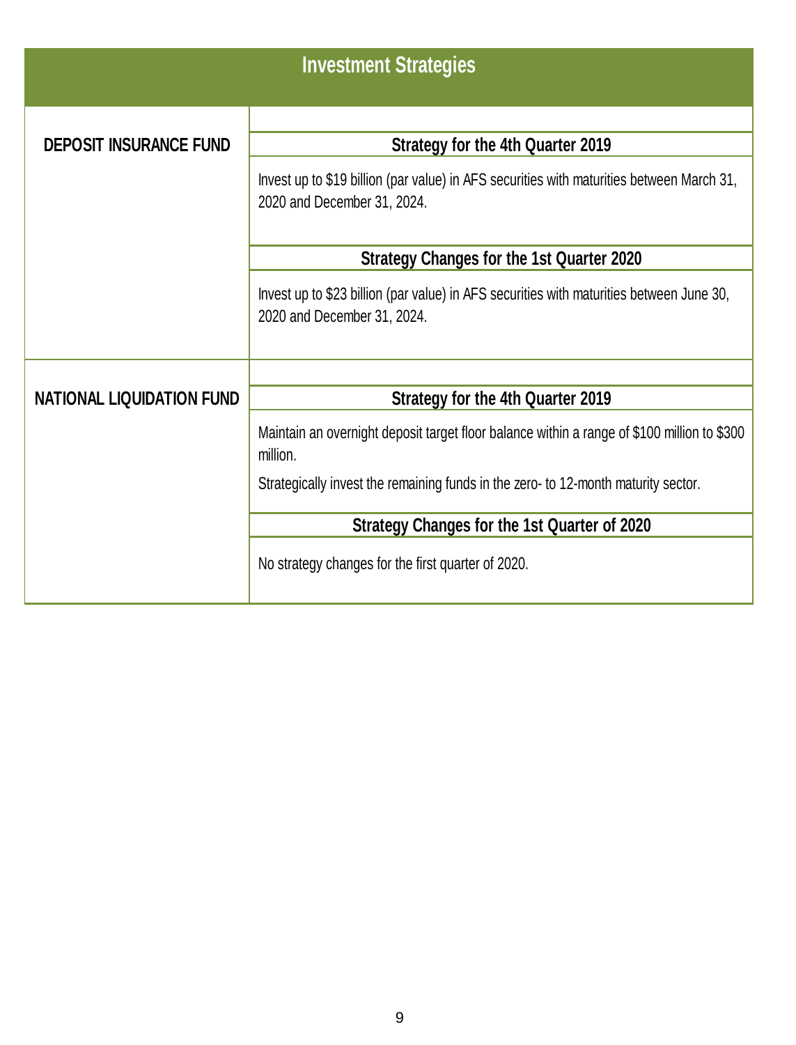## Investment Strategies

| | |
|---|---|
| **DEPOSIT INSURANCE FUND** | **Strategy for the 4th Quarter 2019** |
| | Invest up to $19 billion (par value) in AFS securities with maturities between March 31, 2020 and December 31, 2024. |
| | **Strategy Changes for the 1st Quarter 2020** |
| | Invest up to $23 billion (par value) in AFS securities with maturities between June 30, 2020 and December 31, 2024. |
| **NATIONAL LIQUIDATION FUND** | **Strategy for the 4th Quarter 2019** |
| | Maintain an overnight deposit target floor balance within a range of $100 million to $300 million.<br>Strategically invest the remaining funds in the zero- to 12-month maturity sector. |
| | **Strategy Changes for the 1st Quarter of 2020** |
| | No strategy changes for the first quarter of 2020. |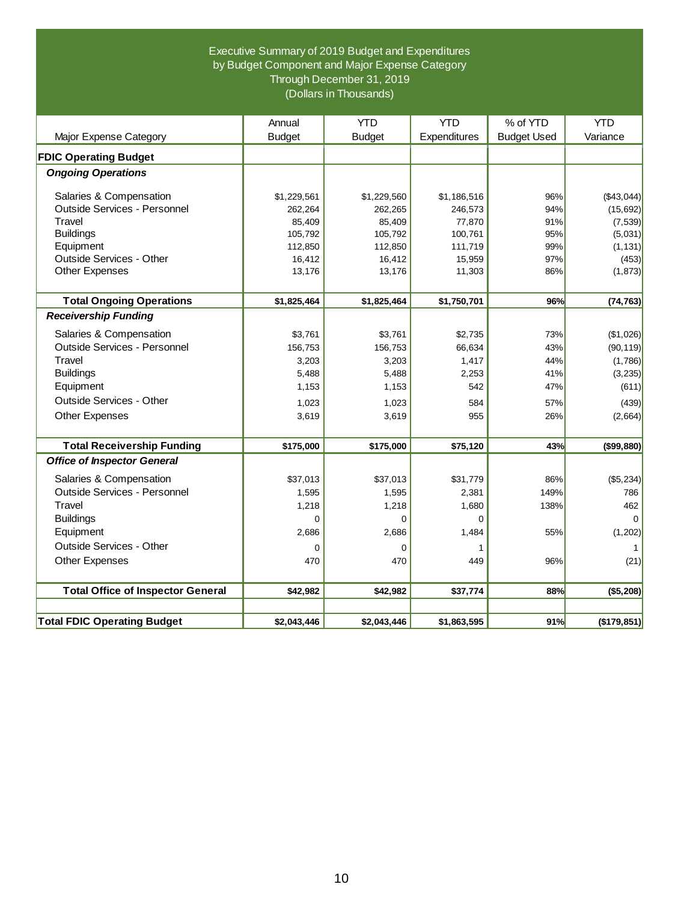# Executive Summary of 2019 Budget and Expenditures by Budget Component and Major Expense Category Through December 31, 2019 (Dollars in Thousands)

| Major Expense Category | Annual Budget | YTD Budget | YTD Expenditures | % of YTD Budget Used | YTD Variance |
|---|---|---|---|---|---|
| **FDIC Operating Budget** | | | | | |
| ***Ongoing Operations*** | | | | | |
| Salaries & Compensation | $1,229,561 | $1,229,560 | $1,186,516 | 96% | ($43,044) |
| Outside Services - Personnel | 262,264 | 262,265 | 246,573 | 94% | (15,692) |
| Travel | 85,409 | 85,409 | 77,870 | 91% | (7,539) |
| Buildings | 105,792 | 105,792 | 100,761 | 95% | (5,031) |
| Equipment | 112,850 | 112,850 | 111,719 | 99% | (1,131) |
| Outside Services - Other | 16,412 | 16,412 | 15,959 | 97% | (453) |
| Other Expenses | 13,176 | 13,176 | 11,303 | 86% | (1,873) |
| **Total Ongoing Operations** | **$1,825,464** | **$1,825,464** | **$1,750,701** | **96%** | **(74,763)** |
| ***Receivership Funding*** | | | | | |
| Salaries & Compensation | $3,761 | $3,761 | $2,735 | 73% | ($1,026) |
| Outside Services - Personnel | 156,753 | 156,753 | 66,634 | 43% | (90,119) |
| Travel | 3,203 | 3,203 | 1,417 | 44% | (1,786) |
| Buildings | 5,488 | 5,488 | 2,253 | 41% | (3,235) |
| Equipment | 1,153 | 1,153 | 542 | 47% | (611) |
| Outside Services - Other | 1,023 | 1,023 | 584 | 57% | (439) |
| Other Expenses | 3,619 | 3,619 | 955 | 26% | (2,664) |
| **Total Receivership Funding** | **$175,000** | **$175,000** | **$75,120** | **43%** | **($99,880)** |
| ***Office of Inspector General*** | | | | | |
| Salaries & Compensation | $37,013 | $37,013 | $31,779 | 86% | ($5,234) |
| Outside Services - Personnel | 1,595 | 1,595 | 2,381 | 149% | 786 |
| Travel | 1,218 | 1,218 | 1,680 | 138% | 462 |
| Buildings | 0 | 0 | 0 | | 0 |
| Equipment | 2,686 | 2,686 | 1,484 | 55% | (1,202) |
| Outside Services - Other | 0 | 0 | 1 | | 1 |
| Other Expenses | 470 | 470 | 449 | 96% | (21) |
| **Total Office of Inspector General** | **$42,982** | **$42,982** | **$37,774** | **88%** | **($5,208)** |
| **Total FDIC Operating Budget** | **$2,043,446** | **$2,043,446** | **$1,863,595** | **91%** | **($179,851)** |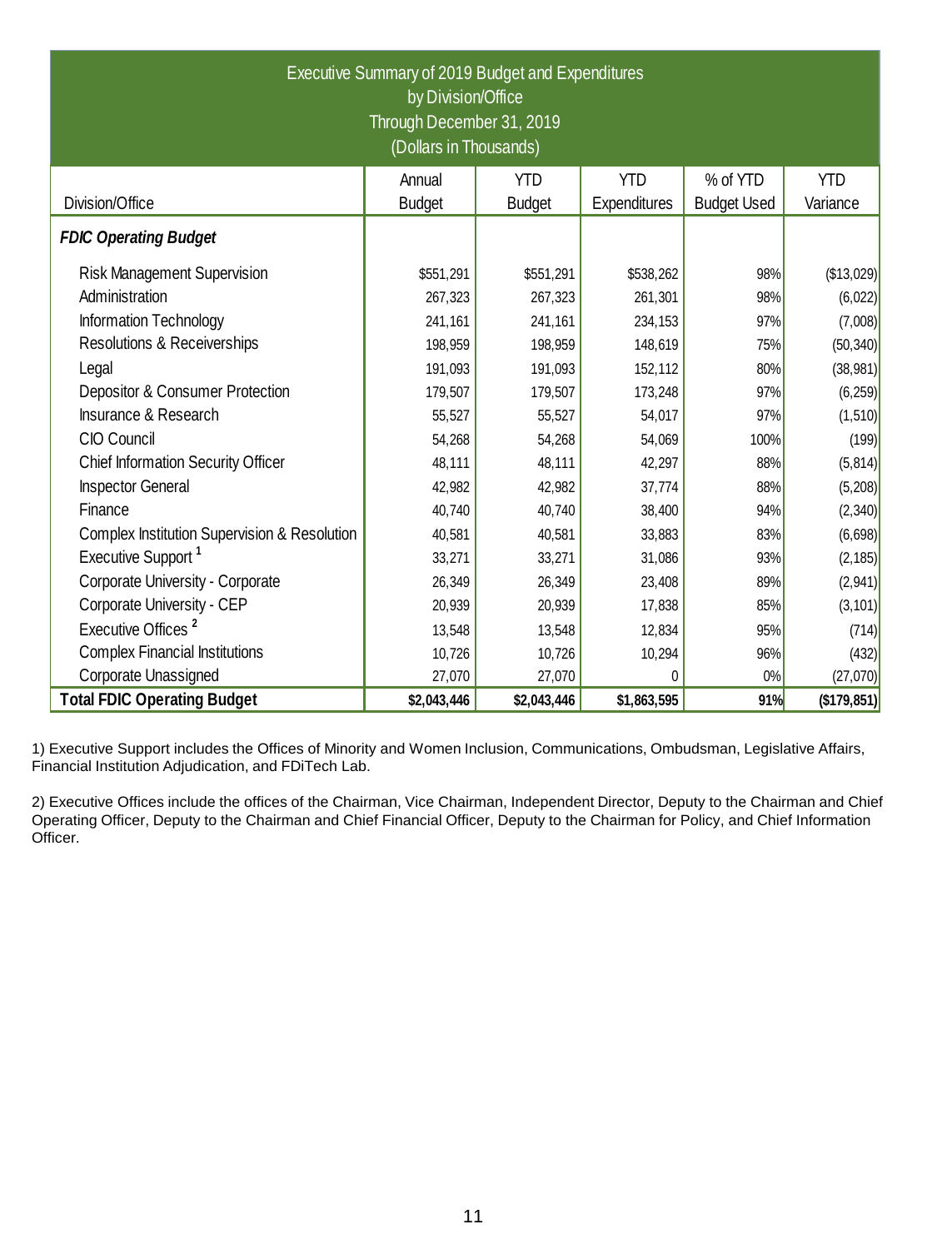# Executive Summary of 2019 Budget and Expenditures by Division/Office Through December 31, 2019 (Dollars in Thousands)

| Division/Office | Annual Budget | YTD Budget | YTD Expenditures | % of YTD Budget Used | YTD Variance |
|---|---|---|---|---|---|
| ***FDIC Operating Budget*** | | | | | |
| Risk Management Supervision | $551,291 | $551,291 | $538,262 | 98% | ($13,029) |
| Administration | 267,323 | 267,323 | 261,301 | 98% | (6,022) |
| Information Technology | 241,161 | 241,161 | 234,153 | 97% | (7,008) |
| Resolutions & Receiverships | 198,959 | 198,959 | 148,619 | 75% | (50,340) |
| Legal | 191,093 | 191,093 | 152,112 | 80% | (38,981) |
| Depositor & Consumer Protection | 179,507 | 179,507 | 173,248 | 97% | (6,259) |
| Insurance & Research | 55,527 | 55,527 | 54,017 | 97% | (1,510) |
| CIO Council | 54,268 | 54,268 | 54,069 | 100% | (199) |
| Chief Information Security Officer | 48,111 | 48,111 | 42,297 | 88% | (5,814) |
| Inspector General | 42,982 | 42,982 | 37,774 | 88% | (5,208) |
| Finance | 40,740 | 40,740 | 38,400 | 94% | (2,340) |
| Complex Institution Supervision & Resolution | 40,581 | 40,581 | 33,883 | 83% | (6,698) |
| Executive Support [1] | 33,271 | 33,271 | 31,086 | 93% | (2,185) |
| Corporate University - Corporate | 26,349 | 26,349 | 23,408 | 89% | (2,941) |
| Corporate University - CEP | 20,939 | 20,939 | 17,838 | 85% | (3,101) |
| Executive Offices [2] | 13,548 | 13,548 | 12,834 | 95% | (714) |
| Complex Financial Institutions | 10,726 | 10,726 | 10,294 | 96% | (432) |
| Corporate Unassigned | 27,070 | 27,070 | 0 | 0% | (27,070) |
| **Total FDIC Operating Budget** | **$2,043,446** | **$2,043,446** | **$1,863,595** | **91%** | **($179,851)** |

1) Executive Support includes the Offices of Minority and Women Inclusion, Communications, Ombudsman, Legislative Affairs, Financial Institution Adjudication, and FDiTech Lab.

2) Executive Offices include the offices of the Chairman, Vice Chairman, Independent Director, Deputy to the Chairman and Chief Operating Officer, Deputy to the Chairman and Chief Financial Officer, Deputy to the Chairman for Policy, and Chief Information Officer.